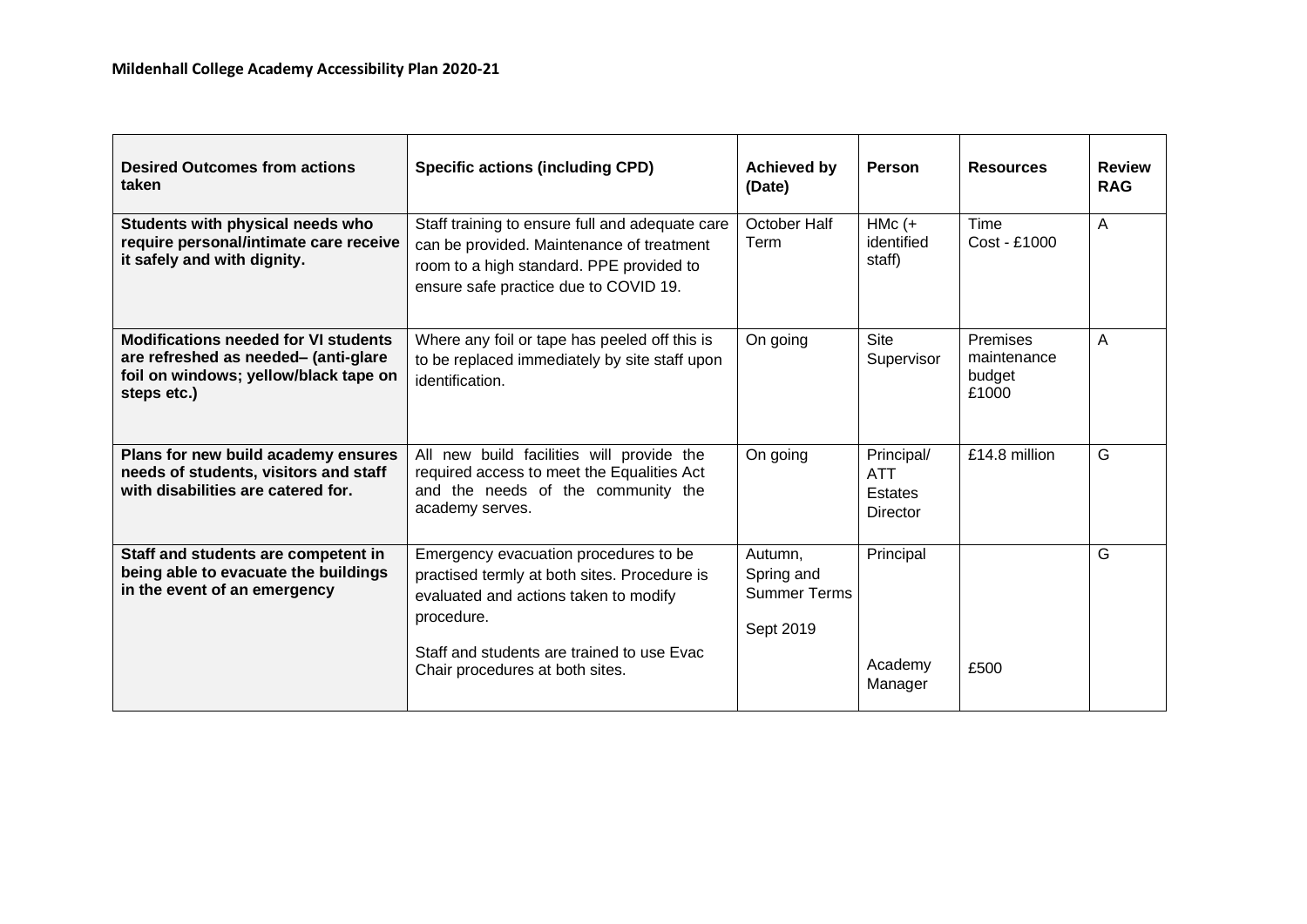**Mildenhall College Academy Accessibility Plan 2020-21**

| Desired Outcomes from actions taken | Specific actions (including CPD) | Achieved by (Date) | Person | Resources | Review RAG |
|---|---|---|---|---|---|
| **Students with physical needs who require personal/intimate care receive it safely and with dignity.** | Staff training to ensure full and adequate care can be provided. Maintenance of treatment room to a high standard. PPE provided to ensure safe practice due to COVID 19. | October Half Term | HMc (+ identified staff) | Time<br>Cost - £1000 | A |
| **Modifications needed for VI students are refreshed as needed– (anti-glare foil on windows; yellow/black tape on steps etc.)** | Where any foil or tape has peeled off this is to be replaced immediately by site staff upon identification. | On going | Site Supervisor | Premises maintenance budget £1000 | A |
| **Plans for new build academy ensures needs of students, visitors and staff with disabilities are catered for.** | All new build facilities will provide the required access to meet the Equalities Act and the needs of the community the academy serves. | On going | Principal/ ATT Estates Director | £14.8 million | G |
| **Staff and students are competent in being able to evacuate the buildings in the event of an emergency** | Emergency evacuation procedures to be practised termly at both sites. Procedure is evaluated and actions taken to modify procedure.<br><br>Staff and students are trained to use Evac Chair procedures at both sites. | Autumn, Spring and Summer Terms<br><br>Sept 2019 | Principal<br><br>Academy Manager | <br><br>£500 | G |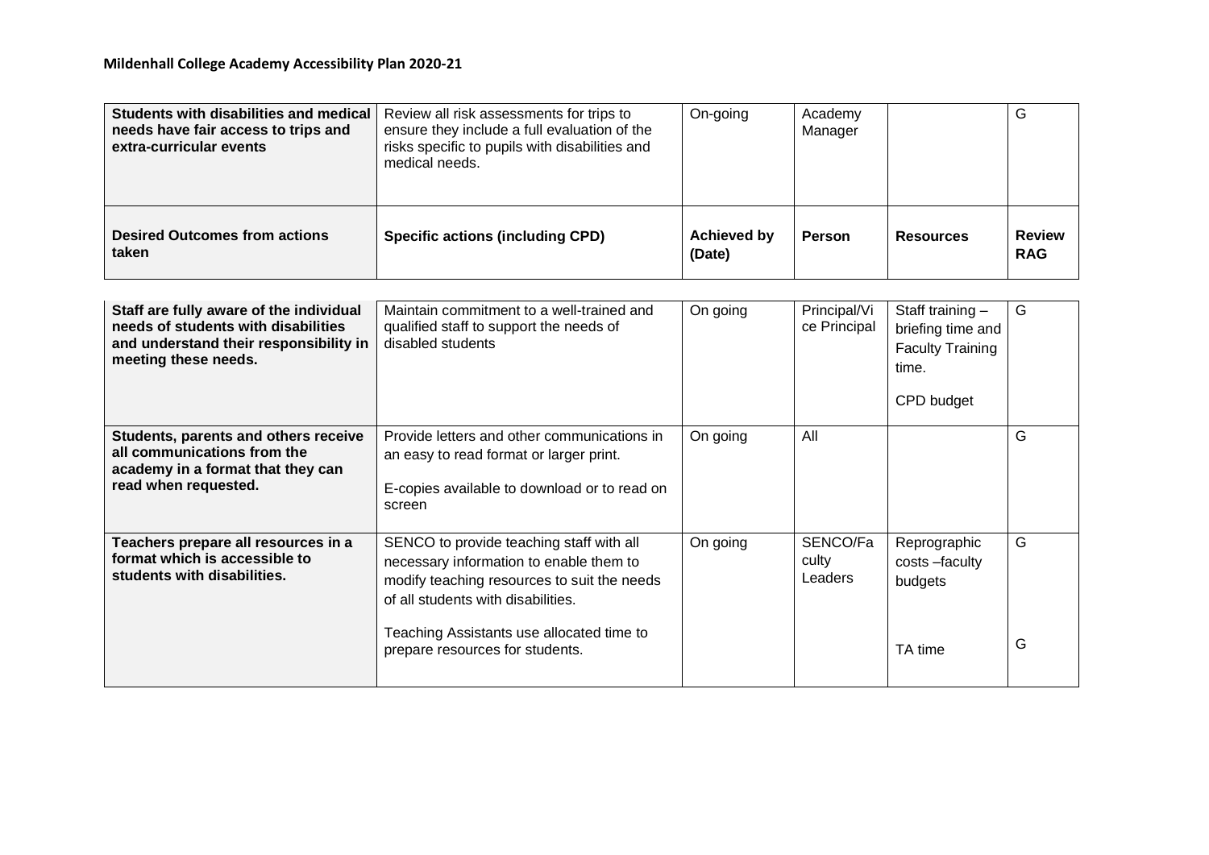**Mildenhall College Academy Accessibility Plan 2020-21**

| **Students with disabilities and medical needs have fair access to trips and extra-curricular events** | Review all risk assessments for trips to ensure they include a full evaluation of the risks specific to pupils with disabilities and medical needs. | On-going | Academy Manager | | G |
|---|---|---|---|---|---|
| **Desired Outcomes from actions taken** | **Specific actions (including CPD)** | **Achieved by (Date)** | **Person** | **Resources** | **Review RAG** |

| **Staff are fully aware of the individual needs of students with disabilities and understand their responsibility in meeting these needs.** | Maintain commitment to a well-trained and qualified staff to support the needs of disabled students | On going | Principal/Vice Principal | Staff training – briefing time and Faculty Training time.<br><br>CPD budget | G |
|---|---|---|---|---|---|
| **Students, parents and others receive all communications from the academy in a format that they can read when requested.** | Provide letters and other communications in an easy to read format or larger print.<br><br>E-copies available to download or to read on screen | On going | All | | G |
| **Teachers prepare all resources in a format which is accessible to students with disabilities.** | SENCO to provide teaching staff with all necessary information to enable them to modify teaching resources to suit the needs of all students with disabilities.<br><br>Teaching Assistants use allocated time to prepare resources for students. | On going | SENCO/Faculty Leaders | Reprographic costs –faculty budgets<br><br>TA time | G<br><br>G |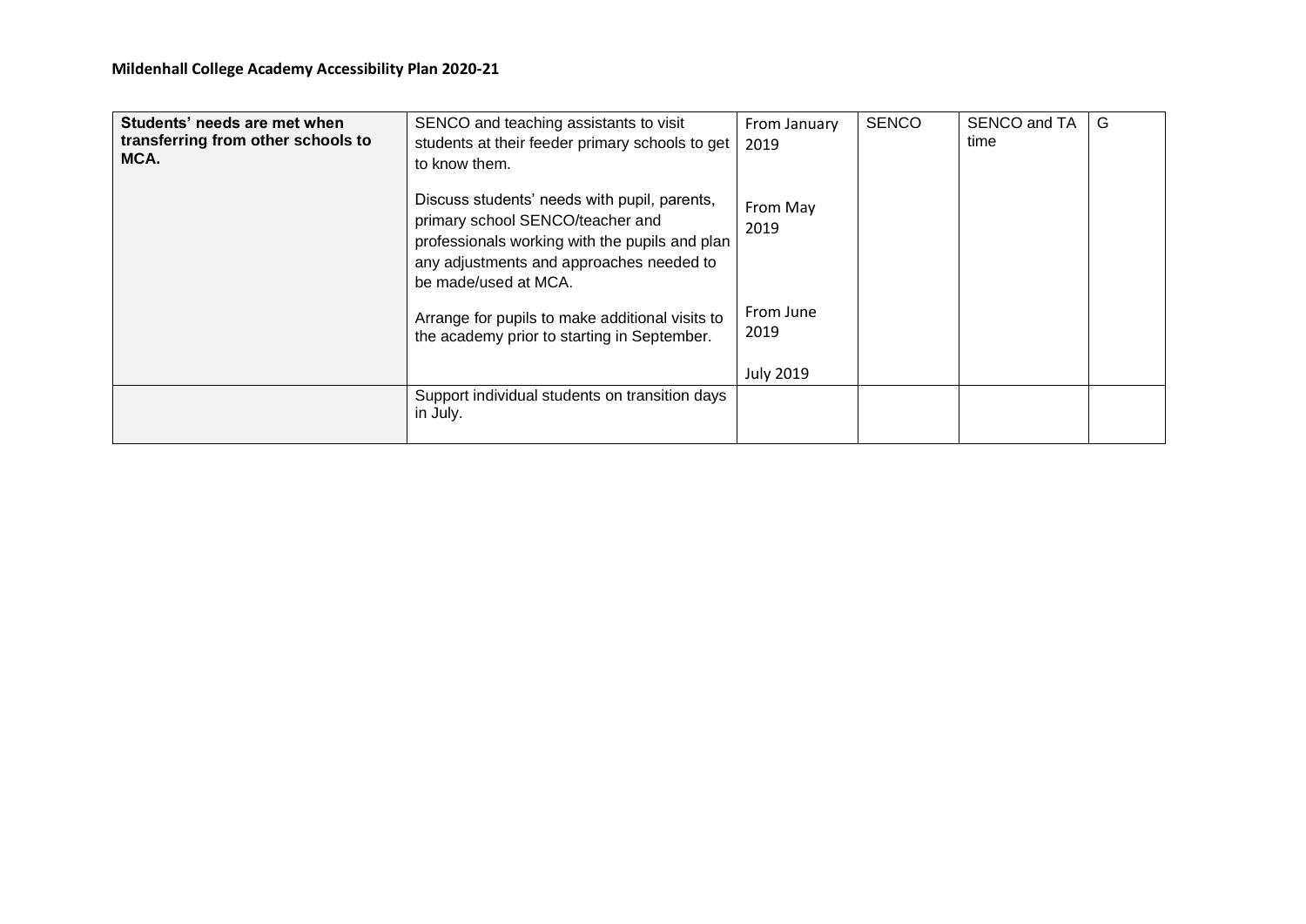**Mildenhall College Academy Accessibility Plan 2020-21**

| | | | | | |
|---|---|---|---|---|---|
| **Students' needs are met when transferring from other schools to MCA.** | SENCO and teaching assistants to visit students at their feeder primary schools to get to know them.<br><br>Discuss students' needs with pupil, parents, primary school SENCO/teacher and professionals working with the pupils and plan any adjustments and approaches needed to be made/used at MCA.<br><br>Arrange for pupils to make additional visits to the academy prior to starting in September. | From January 2019<br><br>From May 2019<br><br>From June 2019<br><br>July 2019 | SENCO | SENCO and TA time | G |
| | Support individual students on transition days in July. | | | | |